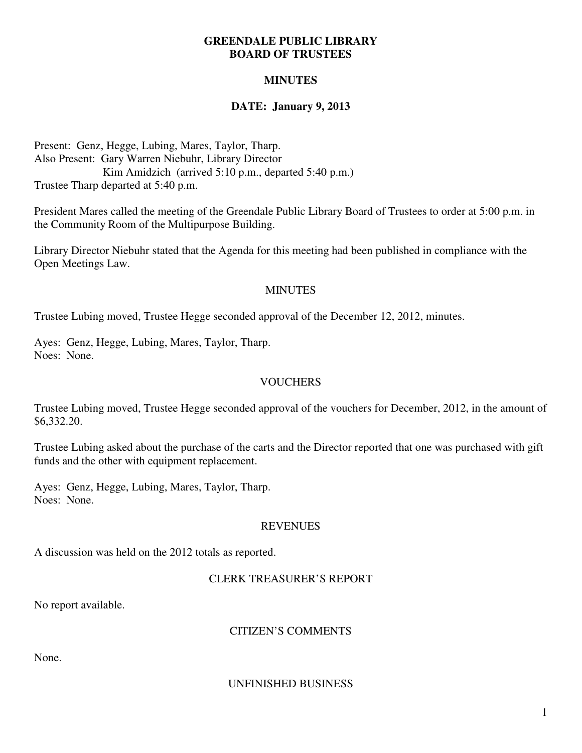# GREENDALE PUBLIC LIBRARY
# BOARD OF TRUSTEES

## MINUTES

## DATE: January 9, 2013

Present: Genz, Hegge, Lubing, Mares, Taylor, Tharp.
Also Present: Gary Warren Niebuhr, Library Director
Kim Amidzich (arrived 5:10 p.m., departed 5:40 p.m.)
Trustee Tharp departed at 5:40 p.m.

President Mares called the meeting of the Greendale Public Library Board of Trustees to order at 5:00 p.m. in the Community Room of the Multipurpose Building.

Library Director Niebuhr stated that the Agenda for this meeting had been published in compliance with the Open Meetings Law.

### MINUTES

Trustee Lubing moved, Trustee Hegge seconded approval of the December 12, 2012, minutes.

Ayes: Genz, Hegge, Lubing, Mares, Taylor, Tharp.
Noes: None.

### VOUCHERS

Trustee Lubing moved, Trustee Hegge seconded approval of the vouchers for December, 2012, in the amount of $6,332.20.

Trustee Lubing asked about the purchase of the carts and the Director reported that one was purchased with gift funds and the other with equipment replacement.

Ayes: Genz, Hegge, Lubing, Mares, Taylor, Tharp.
Noes: None.

### REVENUES

A discussion was held on the 2012 totals as reported.

### CLERK TREASURER'S REPORT

No report available.

### CITIZEN'S COMMENTS

None.

### UNFINISHED BUSINESS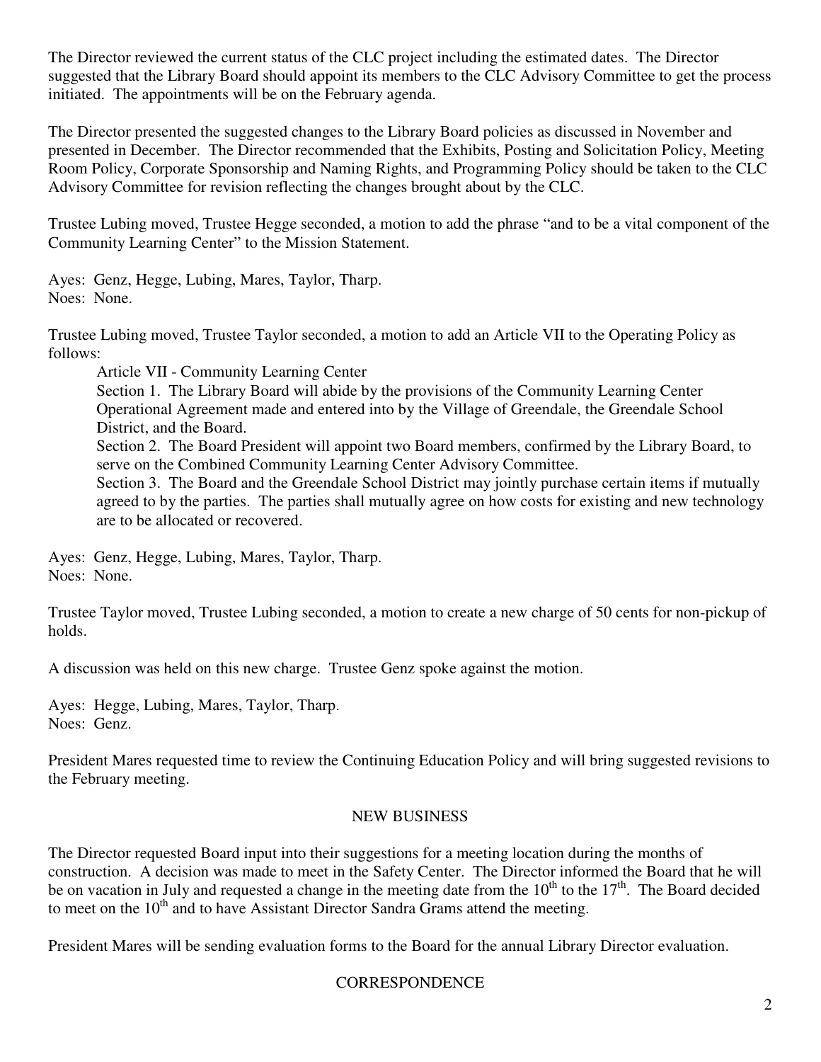The Director reviewed the current status of the CLC project including the estimated dates. The Director suggested that the Library Board should appoint its members to the CLC Advisory Committee to get the process initiated. The appointments will be on the February agenda.

The Director presented the suggested changes to the Library Board policies as discussed in November and presented in December. The Director recommended that the Exhibits, Posting and Solicitation Policy, Meeting Room Policy, Corporate Sponsorship and Naming Rights, and Programming Policy should be taken to the CLC Advisory Committee for revision reflecting the changes brought about by the CLC.

Trustee Lubing moved, Trustee Hegge seconded, a motion to add the phrase "and to be a vital component of the Community Learning Center" to the Mission Statement.

Ayes: Genz, Hegge, Lubing, Mares, Taylor, Tharp.
Noes: None.

Trustee Lubing moved, Trustee Taylor seconded, a motion to add an Article VII to the Operating Policy as follows:

> Article VII - Community Learning Center
> Section 1. The Library Board will abide by the provisions of the Community Learning Center Operational Agreement made and entered into by the Village of Greendale, the Greendale School District, and the Board.
> Section 2. The Board President will appoint two Board members, confirmed by the Library Board, to serve on the Combined Community Learning Center Advisory Committee.
> Section 3. The Board and the Greendale School District may jointly purchase certain items if mutually agreed to by the parties. The parties shall mutually agree on how costs for existing and new technology are to be allocated or recovered.

Ayes: Genz, Hegge, Lubing, Mares, Taylor, Tharp.
Noes: None.

Trustee Taylor moved, Trustee Lubing seconded, a motion to create a new charge of 50 cents for non-pickup of holds.

A discussion was held on this new charge. Trustee Genz spoke against the motion.

Ayes: Hegge, Lubing, Mares, Taylor, Tharp.
Noes: Genz.

President Mares requested time to review the Continuing Education Policy and will bring suggested revisions to the February meeting.

## NEW BUSINESS

The Director requested Board input into their suggestions for a meeting location during the months of construction. A decision was made to meet in the Safety Center. The Director informed the Board that he will be on vacation in July and requested a change in the meeting date from the 10th to the 17th. The Board decided to meet on the 10th and to have Assistant Director Sandra Grams attend the meeting.

President Mares will be sending evaluation forms to the Board for the annual Library Director evaluation.

## CORRESPONDENCE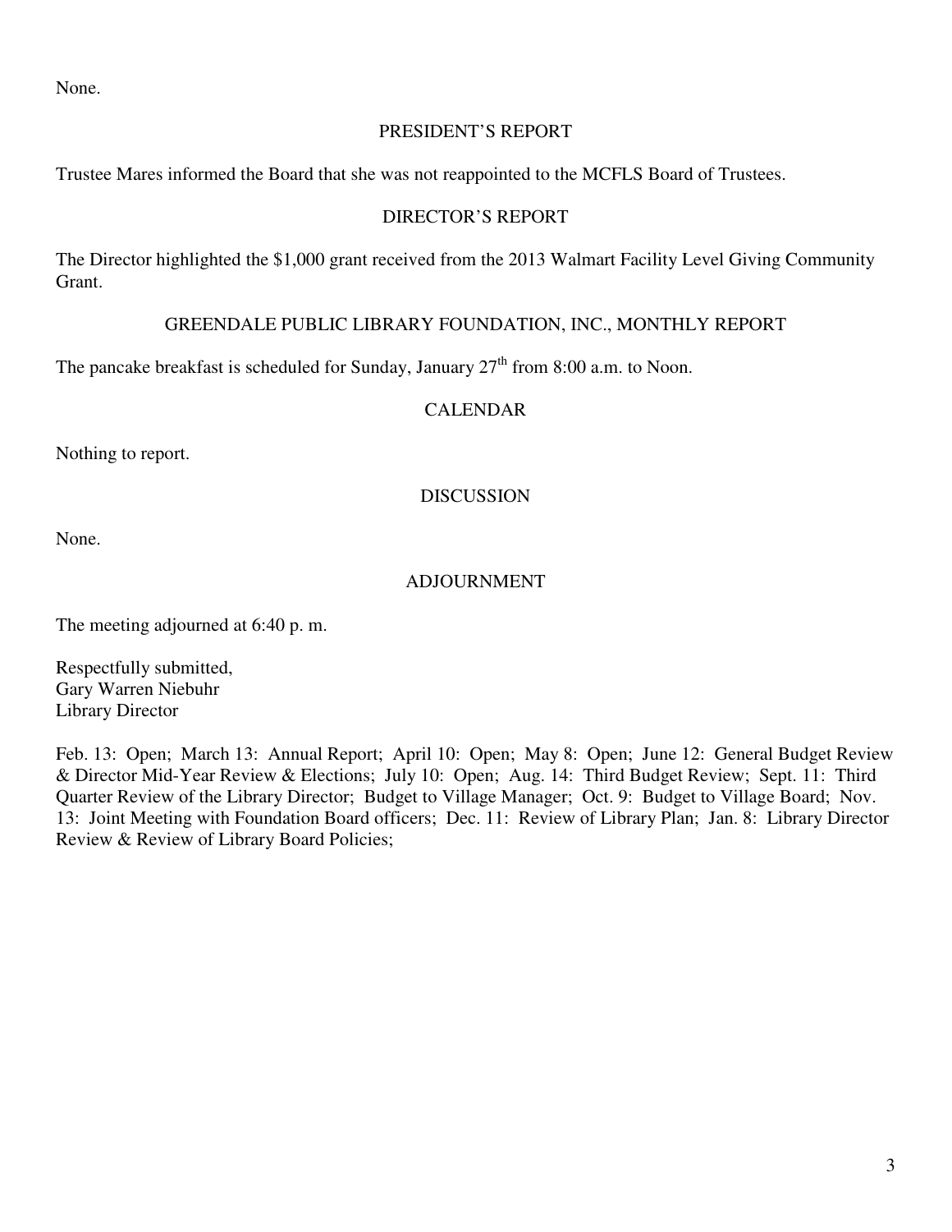None.

## PRESIDENT'S REPORT

Trustee Mares informed the Board that she was not reappointed to the MCFLS Board of Trustees.

## DIRECTOR'S REPORT

The Director highlighted the $1,000 grant received from the 2013 Walmart Facility Level Giving Community Grant.

## GREENDALE PUBLIC LIBRARY FOUNDATION, INC., MONTHLY REPORT

The pancake breakfast is scheduled for Sunday, January 27th from 8:00 a.m. to Noon.

## CALENDAR

Nothing to report.

## DISCUSSION

None.

## ADJOURNMENT

The meeting adjourned at 6:40 p. m.

Respectfully submitted,
Gary Warren Niebuhr
Library Director

Feb. 13: Open; March 13: Annual Report; April 10: Open; May 8: Open; June 12: General Budget Review & Director Mid-Year Review & Elections; July 10: Open; Aug. 14: Third Budget Review; Sept. 11: Third Quarter Review of the Library Director; Budget to Village Manager; Oct. 9: Budget to Village Board; Nov. 13: Joint Meeting with Foundation Board officers; Dec. 11: Review of Library Plan; Jan. 8: Library Director Review & Review of Library Board Policies;